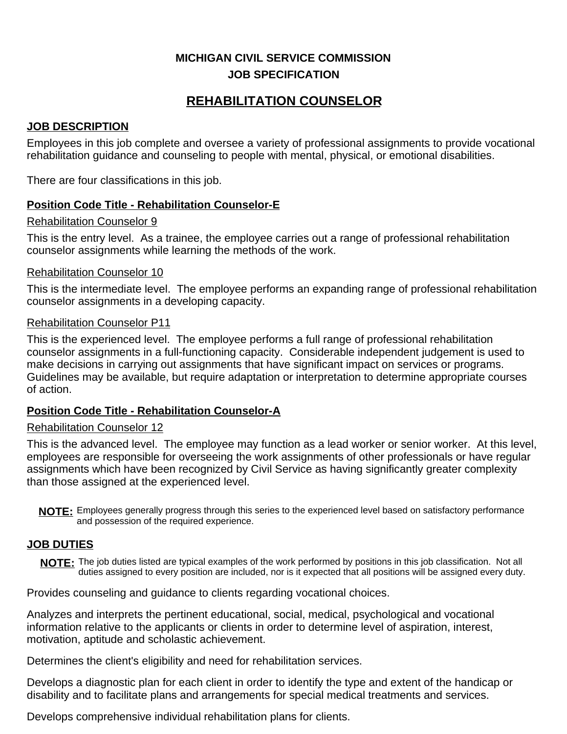**MICHIGAN CIVIL SERVICE COMMISSION**
**JOB SPECIFICATION**

# REHABILITATION COUNSELOR

## JOB DESCRIPTION

Employees in this job complete and oversee a variety of professional assignments to provide vocational rehabilitation guidance and counseling to people with mental, physical, or emotional disabilities.

There are four classifications in this job.

### Position Code Title - Rehabilitation Counselor-E

Rehabilitation Counselor 9

This is the entry level. As a trainee, the employee carries out a range of professional rehabilitation counselor assignments while learning the methods of the work.

Rehabilitation Counselor 10

This is the intermediate level. The employee performs an expanding range of professional rehabilitation counselor assignments in a developing capacity.

Rehabilitation Counselor P11

This is the experienced level. The employee performs a full range of professional rehabilitation counselor assignments in a full-functioning capacity. Considerable independent judgement is used to make decisions in carrying out assignments that have significant impact on services or programs. Guidelines may be available, but require adaptation or interpretation to determine appropriate courses of action.

### Position Code Title - Rehabilitation Counselor-A

Rehabilitation Counselor 12

This is the advanced level. The employee may function as a lead worker or senior worker. At this level, employees are responsible for overseeing the work assignments of other professionals or have regular assignments which have been recognized by Civil Service as having significantly greater complexity than those assigned at the experienced level.

**NOTE:** Employees generally progress through this series to the experienced level based on satisfactory performance and possession of the required experience.

## JOB DUTIES

**NOTE:** The job duties listed are typical examples of the work performed by positions in this job classification. Not all duties assigned to every position are included, nor is it expected that all positions will be assigned every duty.

Provides counseling and guidance to clients regarding vocational choices.

Analyzes and interprets the pertinent educational, social, medical, psychological and vocational information relative to the applicants or clients in order to determine level of aspiration, interest, motivation, aptitude and scholastic achievement.

Determines the client's eligibility and need for rehabilitation services.

Develops a diagnostic plan for each client in order to identify the type and extent of the handicap or disability and to facilitate plans and arrangements for special medical treatments and services.

Develops comprehensive individual rehabilitation plans for clients.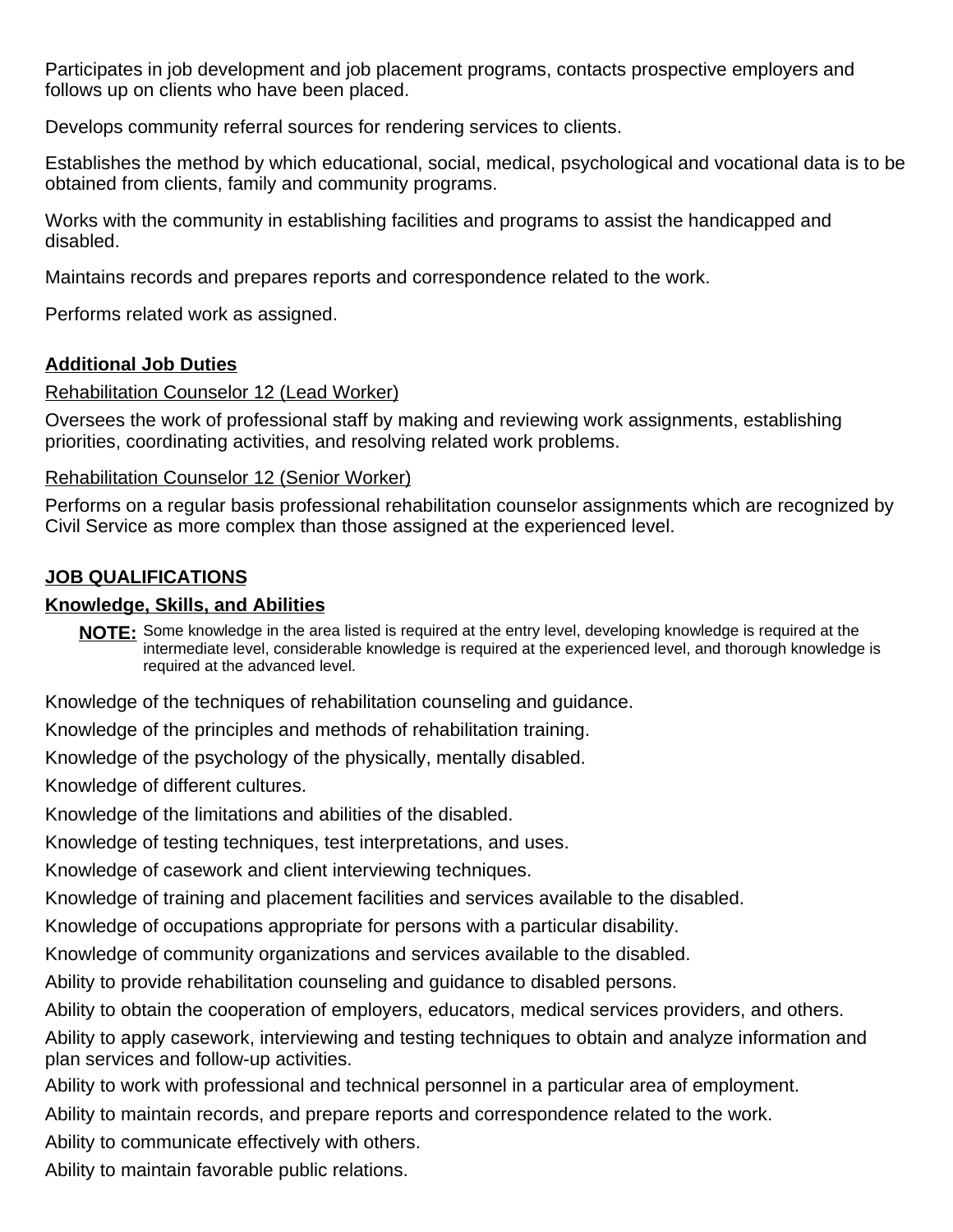Participates in job development and job placement programs, contacts prospective employers and follows up on clients who have been placed.

Develops community referral sources for rendering services to clients.

Establishes the method by which educational, social, medical, psychological and vocational data is to be obtained from clients, family and community programs.

Works with the community in establishing facilities and programs to assist the handicapped and disabled.

Maintains records and prepares reports and correspondence related to the work.

Performs related work as assigned.

## Additional Job Duties

Rehabilitation Counselor 12 (Lead Worker)

Oversees the work of professional staff by making and reviewing work assignments, establishing priorities, coordinating activities, and resolving related work problems.

Rehabilitation Counselor 12 (Senior Worker)

Performs on a regular basis professional rehabilitation counselor assignments which are recognized by Civil Service as more complex than those assigned at the experienced level.

## JOB QUALIFICATIONS

### Knowledge, Skills, and Abilities

**NOTE:** Some knowledge in the area listed is required at the entry level, developing knowledge is required at the intermediate level, considerable knowledge is required at the experienced level, and thorough knowledge is required at the advanced level.

Knowledge of the techniques of rehabilitation counseling and guidance.

Knowledge of the principles and methods of rehabilitation training.

Knowledge of the psychology of the physically, mentally disabled.

Knowledge of different cultures.

Knowledge of the limitations and abilities of the disabled.

Knowledge of testing techniques, test interpretations, and uses.

Knowledge of casework and client interviewing techniques.

Knowledge of training and placement facilities and services available to the disabled.

Knowledge of occupations appropriate for persons with a particular disability.

Knowledge of community organizations and services available to the disabled.

Ability to provide rehabilitation counseling and guidance to disabled persons.

Ability to obtain the cooperation of employers, educators, medical services providers, and others.

Ability to apply casework, interviewing and testing techniques to obtain and analyze information and plan services and follow-up activities.

Ability to work with professional and technical personnel in a particular area of employment.

Ability to maintain records, and prepare reports and correspondence related to the work.

Ability to communicate effectively with others.

Ability to maintain favorable public relations.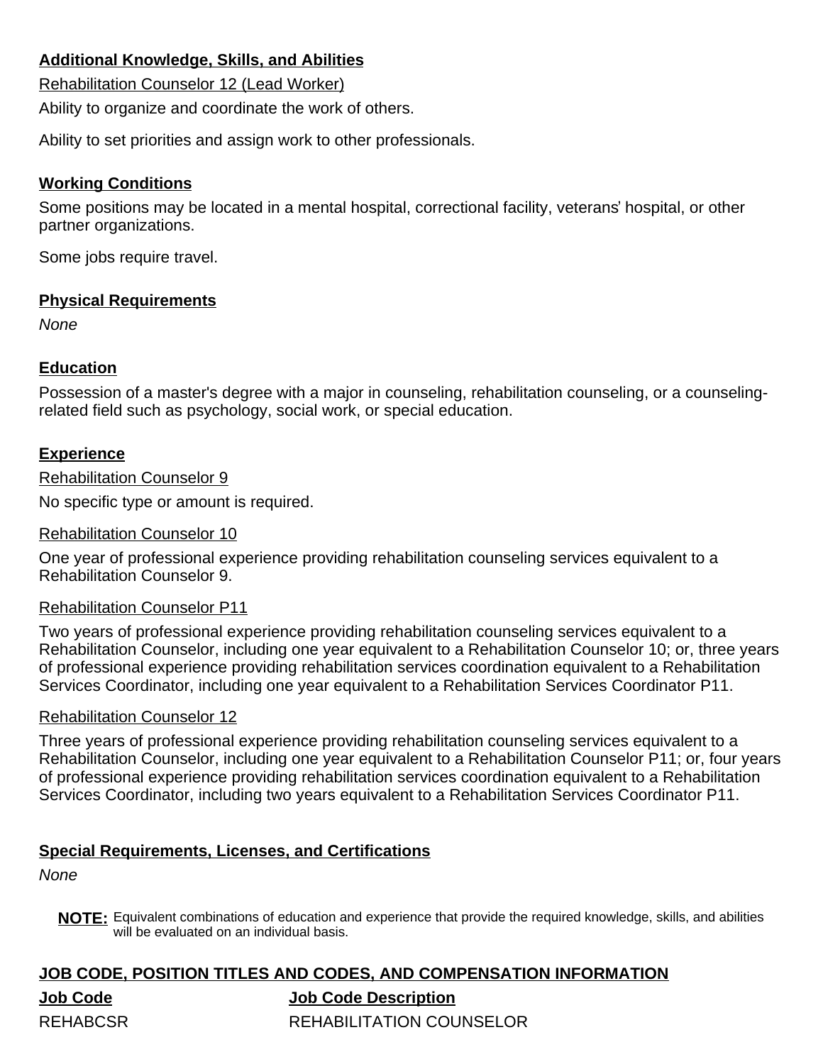## Additional Knowledge, Skills, and Abilities

Rehabilitation Counselor 12 (Lead Worker)

Ability to organize and coordinate the work of others.

Ability to set priorities and assign work to other professionals.

## Working Conditions

Some positions may be located in a mental hospital, correctional facility, veterans' hospital, or other partner organizations.

Some jobs require travel.

## Physical Requirements

*None*

## Education

Possession of a master's degree with a major in counseling, rehabilitation counseling, or a counseling-related field such as psychology, social work, or special education.

## Experience

Rehabilitation Counselor 9

No specific type or amount is required.

Rehabilitation Counselor 10

One year of professional experience providing rehabilitation counseling services equivalent to a Rehabilitation Counselor 9.

Rehabilitation Counselor P11

Two years of professional experience providing rehabilitation counseling services equivalent to a Rehabilitation Counselor, including one year equivalent to a Rehabilitation Counselor 10; or, three years of professional experience providing rehabilitation services coordination equivalent to a Rehabilitation Services Coordinator, including one year equivalent to a Rehabilitation Services Coordinator P11.

Rehabilitation Counselor 12

Three years of professional experience providing rehabilitation counseling services equivalent to a Rehabilitation Counselor, including one year equivalent to a Rehabilitation Counselor P11; or, four years of professional experience providing rehabilitation services coordination equivalent to a Rehabilitation Services Coordinator, including two years equivalent to a Rehabilitation Services Coordinator P11.

## Special Requirements, Licenses, and Certifications

*None*

**NOTE:** Equivalent combinations of education and experience that provide the required knowledge, skills, and abilities will be evaluated on an individual basis.

## JOB CODE, POSITION TITLES AND CODES, AND COMPENSATION INFORMATION

| Job Code | Job Code Description |
|---|---|
| REHABCSR | REHABILITATION COUNSELOR |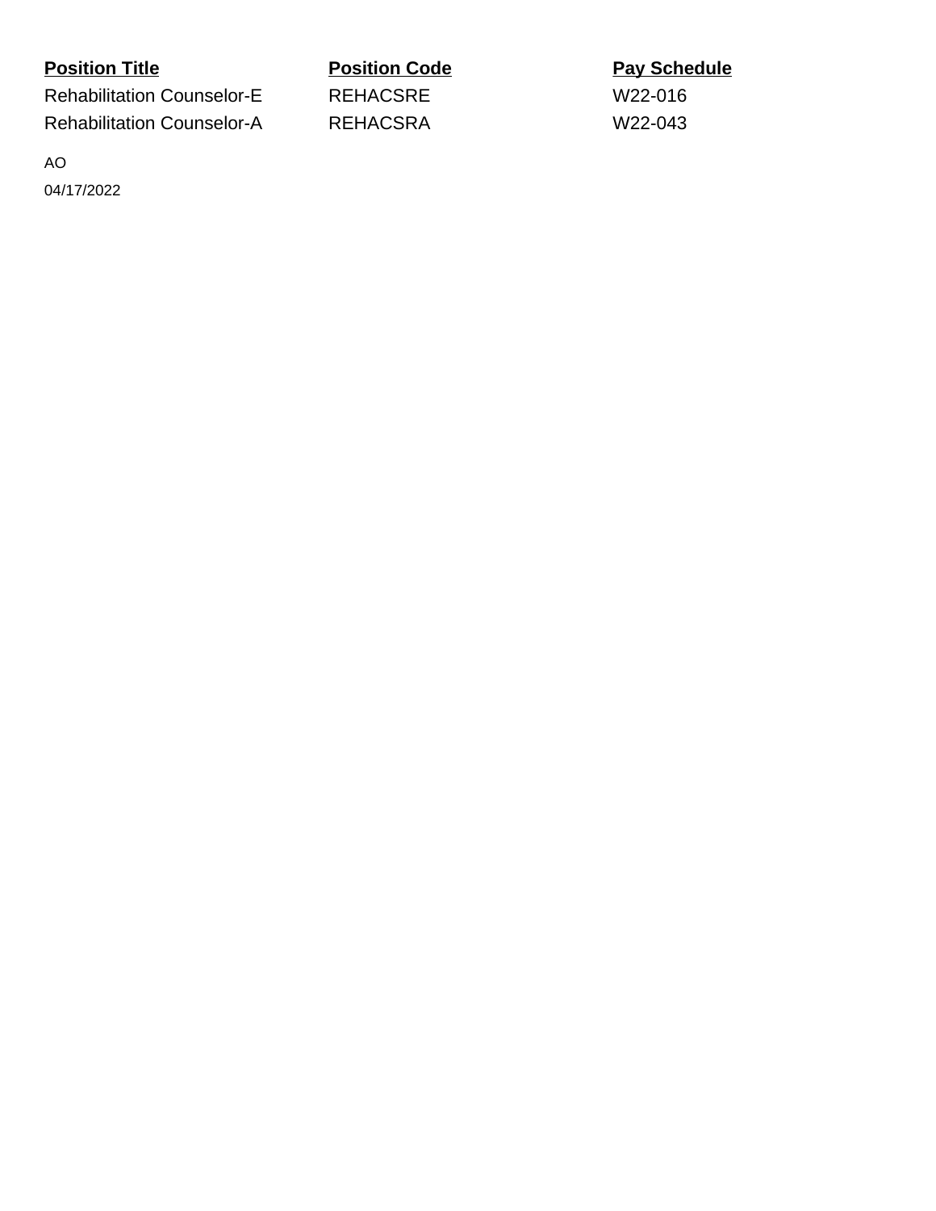| Position Title | Position Code | Pay Schedule |
| --- | --- | --- |
| Rehabilitation Counselor-E | REHACSRE | W22-016 |
| Rehabilitation Counselor-A | REHACSRA | W22-043 |

AO

04/17/2022